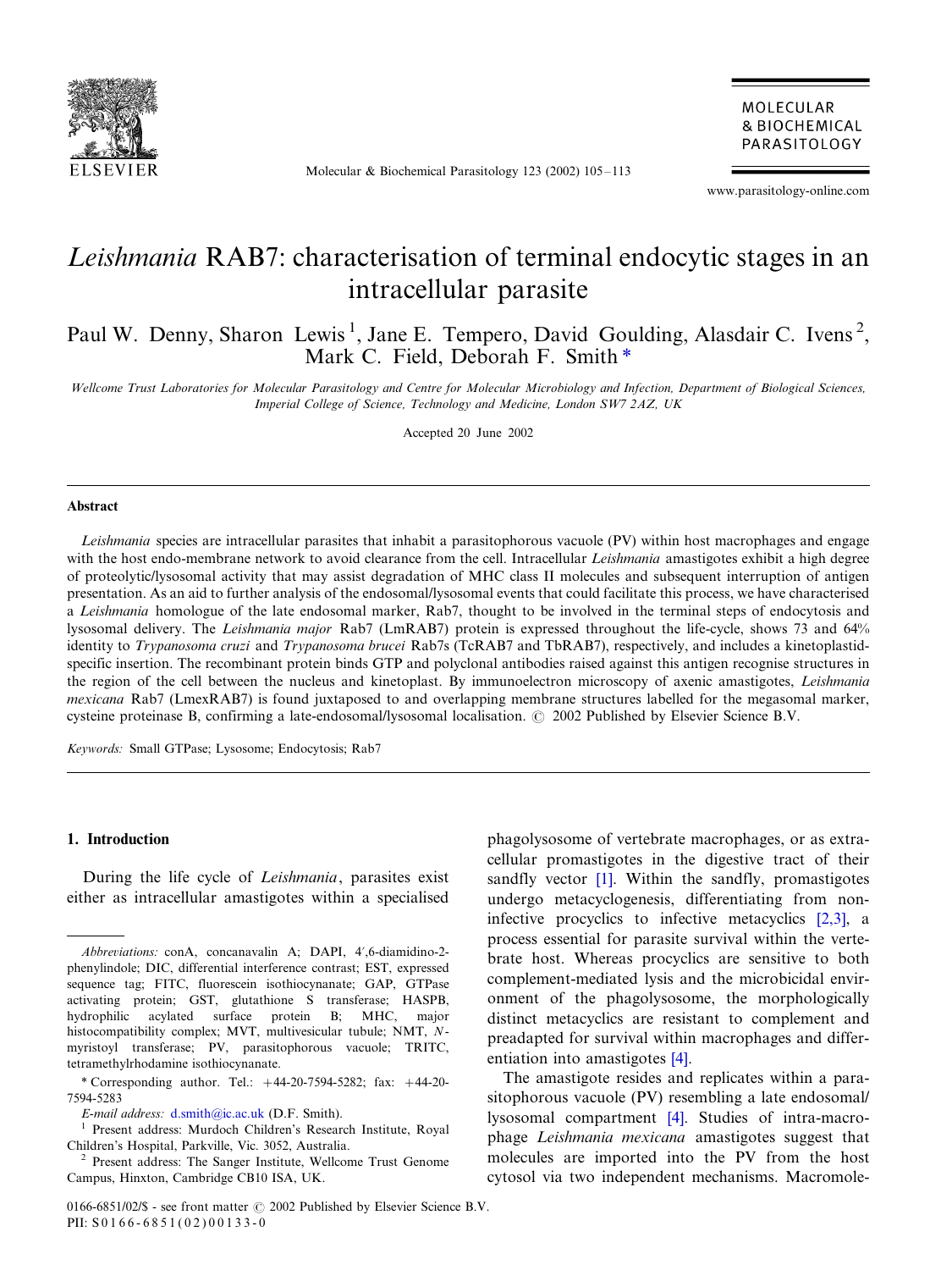# *Leishmania* RAB7: characterisation of terminal endocytic stages in an intracellular parasite

Paul W. Denny, Sharon Lewis [1], Jane E. Tempero, David Goulding, Alasdair C. Ivens [2], Mark C. Field, Deborah F. Smith *

*Wellcome Trust Laboratories for Molecular Parasitology and Centre for Molecular Microbiology and Infection, Department of Biological Sciences, Imperial College of Science, Technology and Medicine, London SW7 2AZ, UK*

Accepted 20 June 2002

## Abstract

*Leishmania* species are intracellular parasites that inhabit a parasitophorous vacuole (PV) within host macrophages and engage with the host endo-membrane network to avoid clearance from the cell. Intracellular *Leishmania* amastigotes exhibit a high degree of proteolytic/lysosomal activity that may assist degradation of MHC class II molecules and subsequent interruption of antigen presentation. As an aid to further analysis of the endosomal/lysosomal events that could facilitate this process, we have characterised a *Leishmania* homologue of the late endosomal marker, Rab7, thought to be involved in the terminal steps of endocytosis and lysosomal delivery. The *Leishmania major* Rab7 (LmRAB7) protein is expressed throughout the life-cycle, shows 73 and 64% identity to *Trypanosoma cruzi* and *Trypanosoma brucei* Rab7s (TcRAB7 and TbRAB7), respectively, and includes a kinetoplastid-specific insertion. The recombinant protein binds GTP and polyclonal antibodies raised against this antigen recognise structures in the region of the cell between the nucleus and kinetoplast. By immunoelectron microscopy of axenic amastigotes, *Leishmania mexicana* Rab7 (LmexRAB7) is found juxtaposed to and overlapping membrane structures labelled for the megasomal marker, cysteine proteinase B, confirming a late-endosomal/lysosomal localisation. © 2002 Published by Elsevier Science B.V.

*Keywords:* Small GTPase; Lysosome; Endocytosis; Rab7

## 1. Introduction

During the life cycle of *Leishmania*, parasites exist either as intracellular amastigotes within a specialised phagolysosome of vertebrate macrophages, or as extracellular promastigotes in the digestive tract of their sandfly vector [1]. Within the sandfly, promastigotes undergo metacyclogenesis, differentiating from non-infective procyclics to infective metacyclics [2,3], a process essential for parasite survival within the vertebrate host. Whereas procyclics are sensitive to both complement-mediated lysis and the microbicidal environment of the phagolysosome, the morphologically distinct metacyclics are resistant to complement and preadapted for survival within macrophages and differentiation into amastigotes [4].

The amastigote resides and replicates within a parasitophorous vacuole (PV) resembling a late endosomal/lysosomal compartment [4]. Studies of intra-macrophage *Leishmania mexicana* amastigotes suggest that molecules are imported into the PV from the host cytosol via two independent mechanisms. Macromole-

---

*Abbreviations:* conA, concanavalin A; DAPI, 4′,6-diamidino-2-phenylindole; DIC, differential interference contrast; EST, expressed sequence tag; FITC, fluorescein isothiocynanate; GAP, GTPase activating protein; GST, glutathione S transferase; HASPB, hydrophilic acylated surface protein B; MHC, major histocompatibility complex; MVT, multivesicular tubule; NMT, *N*-myristoyl transferase; PV, parasitophorous vacuole; TRITC, tetramethylrhodamine isothiocynanate.

* Corresponding author. Tel.: +44-20-7594-5282; fax: +44-20-7594-5283

*E-mail address:* d.smith@ic.ac.uk (D.F. Smith).

[1] Present address: Murdoch Children's Research Institute, Royal Children's Hospital, Parkville, Vic. 3052, Australia.

[2] Present address: The Sanger Institute, Wellcome Trust Genome Campus, Hinxton, Cambridge CB10 ISA, UK.

0166-6851/02/$ - see front matter © 2002 Published by Elsevier Science B.V.
PII: S0166-6851(02)00133-0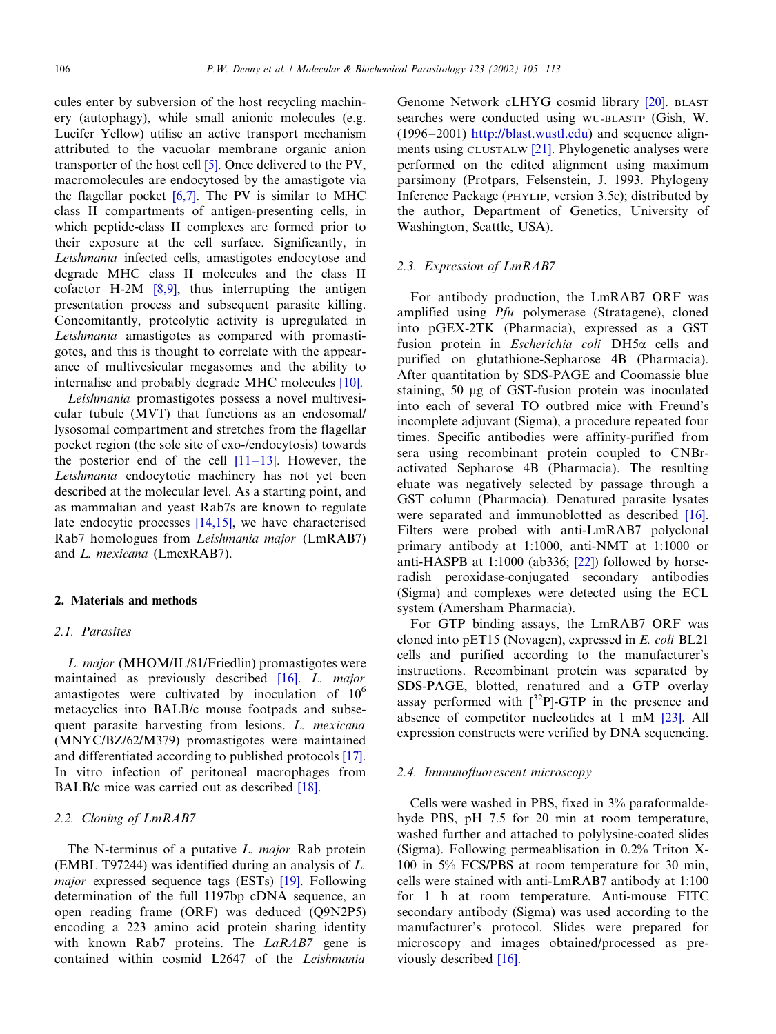cules enter by subversion of the host recycling machinery (autophagy), while small anionic molecules (e.g. Lucifer Yellow) utilise an active transport mechanism attributed to the vacuolar membrane organic anion transporter of the host cell [5]. Once delivered to the PV, macromolecules are endocytosed by the amastigote via the flagellar pocket [6,7]. The PV is similar to MHC class II compartments of antigen-presenting cells, in which peptide-class II complexes are formed prior to their exposure at the cell surface. Significantly, in *Leishmania* infected cells, amastigotes endocytose and degrade MHC class II molecules and the class II cofactor H-2M [8,9], thus interrupting the antigen presentation process and subsequent parasite killing. Concomitantly, proteolytic activity is upregulated in *Leishmania* amastigotes as compared with promastigotes, and this is thought to correlate with the appearance of multivesicular megasomes and the ability to internalise and probably degrade MHC molecules [10].

*Leishmania* promastigotes possess a novel multivesicular tubule (MVT) that functions as an endosomal/lysosomal compartment and stretches from the flagellar pocket region (the sole site of exo-/endocytosis) towards the posterior end of the cell [11–13]. However, the *Leishmania* endocytotic machinery has not yet been described at the molecular level. As a starting point, and as mammalian and yeast Rab7s are known to regulate late endocytic processes [14,15], we have characterised Rab7 homologues from *Leishmania major* (LmRAB7) and *L. mexicana* (LmexRAB7).

## 2. Materials and methods

### 2.1. Parasites

*L. major* (MHOM/IL/81/Friedlin) promastigotes were maintained as previously described [16]. *L. major* amastigotes were cultivated by inoculation of $10^6$ metacyclics into BALB/c mouse footpads and subsequent parasite harvesting from lesions. *L. mexicana* (MNYC/BZ/62/M379) promastigotes were maintained and differentiated according to published protocols [17]. In vitro infection of peritoneal macrophages from BALB/c mice was carried out as described [18].

### 2.2. Cloning of LmRAB7

The N-terminus of a putative *L. major* Rab protein (EMBL T97244) was identified during an analysis of *L. major* expressed sequence tags (ESTs) [19]. Following determination of the full 1197bp cDNA sequence, an open reading frame (ORF) was deduced (Q9N2P5) encoding a 223 amino acid protein sharing identity with known Rab7 proteins. The *LaRAB7* gene is contained within cosmid L2647 of the *Leishmania* Genome Network cLHYG cosmid library [20]. BLAST searches were conducted using WU-BLASTP (Gish, W. (1996–2001) http://blast.wustl.edu) and sequence alignments using CLUSTALW [21]. Phylogenetic analyses were performed on the edited alignment using maximum parsimony (Protpars, Felsenstein, J. 1993. Phylogeny Inference Package (PHYLIP, version 3.5c); distributed by the author, Department of Genetics, University of Washington, Seattle, USA).

### 2.3. Expression of LmRAB7

For antibody production, the LmRAB7 ORF was amplified using *Pfu* polymerase (Stratagene), cloned into pGEX-2TK (Pharmacia), expressed as a GST fusion protein in *Escherichia coli* DH5α cells and purified on glutathione-Sepharose 4B (Pharmacia). After quantitation by SDS-PAGE and Coomassie blue staining, 50 μg of GST-fusion protein was inoculated into each of several TO outbred mice with Freund's incomplete adjuvant (Sigma), a procedure repeated four times. Specific antibodies were affinity-purified from sera using recombinant protein coupled to CNBr-activated Sepharose 4B (Pharmacia). The resulting eluate was negatively selected by passage through a GST column (Pharmacia). Denatured parasite lysates were separated and immunoblotted as described [16]. Filters were probed with anti-LmRAB7 polyclonal primary antibody at 1:1000, anti-NMT at 1:1000 or anti-HASPB at 1:1000 (ab336; [22]) followed by horseradish peroxidase-conjugated secondary antibodies (Sigma) and complexes were detected using the ECL system (Amersham Pharmacia).

For GTP binding assays, the LmRAB7 ORF was cloned into pET15 (Novagen), expressed in *E. coli* BL21 cells and purified according to the manufacturer's instructions. Recombinant protein was separated by SDS-PAGE, blotted, renatured and a GTP overlay assay performed with [$^{32}$P]-GTP in the presence and absence of competitor nucleotides at 1 mM [23]. All expression constructs were verified by DNA sequencing.

### 2.4. Immunofluorescent microscopy

Cells were washed in PBS, fixed in 3% paraformaldehyde PBS, pH 7.5 for 20 min at room temperature, washed further and attached to polylysine-coated slides (Sigma). Following permeablisation in 0.2% Triton X-100 in 5% FCS/PBS at room temperature for 30 min, cells were stained with anti-LmRAB7 antibody at 1:100 for 1 h at room temperature. Anti-mouse FITC secondary antibody (Sigma) was used according to the manufacturer's protocol. Slides were prepared for microscopy and images obtained/processed as previously described [16].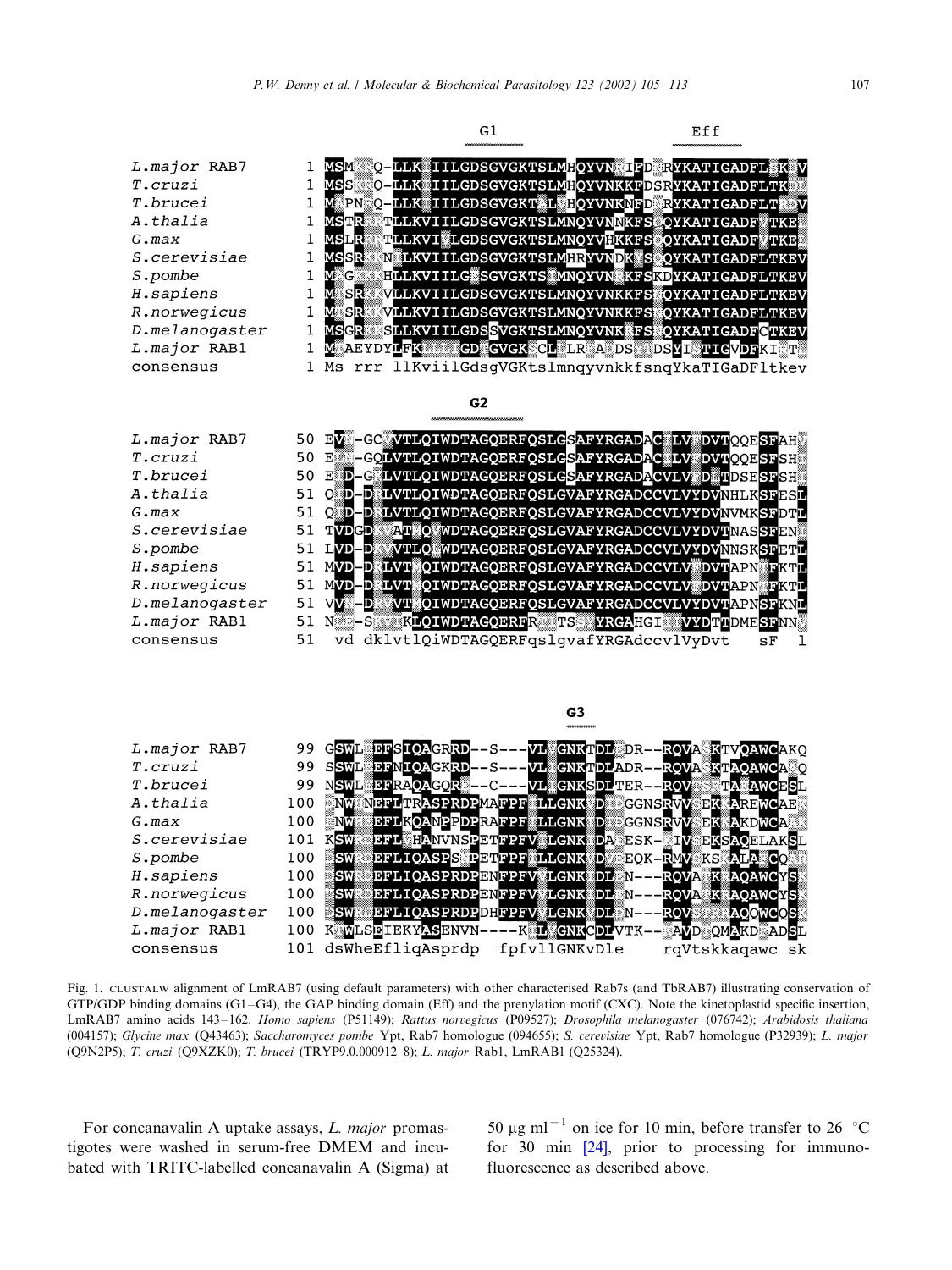```
                                         G1                          Eff

L.major RAB7     1 MSMKKQ-LLKVIILGDSGVGKTSLMHQYVNRIFDNRYKATIGADFLSKDV
T.cruzi          1 MSSKKQ-LLKVIILGDSGVGKTSLMHQYVNKKFDSRYKATIGADFLTKDL
T.brucei         1 MAPNKQ-LLKVIILGDSGVGKTALVHQYVNKNFDNRYKATIGADFLTRDV
A.thalia         1 MSTRRRTLLKVIILGDSGVGKTSLMNQYVNNKFSQQYKATIGADFVTKEL
G.max            1 MSLRRRTLLKVIVLGDSGVGKTSLMNQYVHKKFSQQYKATIGADFVTKEL
S.cerevisiae     1 MSSRKKNILKVIILGDSGVGKTSLMHRYVNDKYSQQYKATIGADFLTKEV
S.pombe          1 MAGKKKHLLKVIILGESGVGKTSIMNQYVNRKFSKDYKATIGADFLTKEV
H.sapiens        1 MTSRKKVLLKVIILGDSGVGKTSLMNQYVNKKFSNQYKATIGADFLTKEV
R.norvegicus     1 MTSRKKVLLKVIILGDSGVGKTSLMNQYVNKKFSNQYKATIGADFLTKEV
D.melanogaster   1 MSGRKKSLLKVIILGDSSVGKTSLMNQYVNKRFSNQYKATIGADFCTKEV
L.major RAB1     1 MTAEYDYLFKLLLIGDSGVGKSCLLLRFADDSYTDSYISTIGVDFKIRTI
consensus        1 Ms rrr llKviilGdsgVGKtslmnqyvnkkfsnqYkaTIGaDFltkev

                                     G2

L.major RAB7    50 EVN-GCVVTLQIWDTAGQERFQSLGSAFYRGADACILVYDVTQQESFAHV
T.cruzi         50 ELN-GQLVTLQIWDTAGQERFQSLGSAFYRGADACILVYDVTQQESFSHI
T.brucei        50 EID-GKLVTLQIWDTAGQERFQSLGSAFYRGADACVLVYDLTDSESFSHL
A.thalia        51 QID-DRLVTLQIWDTAGQERFQSLGVAFYRGADCCVLVYDVNHLKSFESL
G.max           51 QID-DRLVTLQIWDTAGQERFQSLGVAFYRGADCCVLVYDVNVMKSFDTL
S.cerevisiae    51 TVDGDKVATMQVWDTAGQERFQSLGVAFYRGADCCVLVYDVTNASSFENI
S.pombe         51 LVD-DKVVTLQLWDTAGQERFQSLGVAFYRGADCCVLVYDVNNSKSFETL
H.sapiens       51 MVD-DRLVTMQIWDTAGQERFQSLGVAFYRGADCCVLVFDVTAPNTFKTL
R.norvegicus    51 MVD-DRLVTMQIWDTAGQERFQSLGVAFYRGADCCVLVFDVTAPNTFKTL
D.melanogaster  51 VVN-DRVVTMQIWDTAGQERFQSLGVAFYRGADCCVLVYDVTAPNSFKNL
L.major RAB1    51 NLE-SKTVKLQIWDTAGQERFRTITSSYYRGAHGIIIVYDVTDMESFNNV
consensus       51  vd dklvtlQiWDTAGQERFqslgvafYRGAdccvlVyDvt     sF  l

                                           G3

L.major RAB7    99 GSWLTEFSIQAGRRD--S---VLVGNKTDLEDR--RQVASKTVQAWCAKQ
T.cruzi         99 SSWLTEFNIQAGKRD--S---VLIGNKTDLADR--RQVASKTAQAWCAEQ
T.brucei        99 NSWLSEFRAQAGQRE--C---VLIGNKSDLTER--RQVTSRTAAAWCESL
A.thalia       100 DNWHNEFLTRASPRDPMAFPFILLGNKVDIDGGNSRVVSEKKAREWCAEK
G.max          100 ENWHEEFLKQANPPDPRAFPFILLGNKIDIDGGNSRVVSEKKAKDWCASK
S.cerevisiae   101 KSWRDEFLVHANVNSPETFPFVILGNKIDAEESK-KIVSEKSAQELAKSL
S.pombe        100 DSWRDEFLIQASPSNPETFPFVLLGNKIDVEEQK-RMVSKSKALAFCQAR
H.sapiens      100 DSWRDEFLIQASPRDPENFPFVVLGNKIDLEN---RQVATKRAQAWCYSK
R.norvegicus   100 DSWRDEFLIQASPRDPENFPFVVLGNKIDLEN---RQVATKRAQAWCYSK
D.melanogaster 100 DSWRDEFLIQASPRDPDHFPFVVLGNKVDLDN---RQVSTRRAQQWCQSK
L.major RAB1   100 KTWLSEIEKYASENVN----KILVGNKCDLVTK--RAVDTQMAKDFADSL
consensus      101 dsWheEfliqAsprdp  fpfvllGNKvDle     rqVtskkaqawc sk
```

Fig. 1. CLUSTALW alignment of LmRAB7 (using default parameters) with other characterised Rab7s (and TbRAB7) illustrating conservation of GTP/GDP binding domains (G1–G4), the GAP binding domain (Eff) and the prenylation motif (CXC). Note the kinetoplastid specific insertion, LmRAB7 amino acids 143–162. *Homo sapiens* (P51149); *Rattus norvegicus* (P09527); *Drosophila melanogaster* (076742); *Arabidosis thaliana* (004157); *Glycine max* (Q43463); *Saccharomyces pombe* Ypt, Rab7 homologue (094655); *S. cerevisiae* Ypt, Rab7 homologue (P32939); *L. major* (Q9N2P5); *T. cruzi* (Q9XZK0); *T. brucei* (TRYP9.0.000912_8); *L. major* Rab1, LmRAB1 (Q25324).

For concanavalin A uptake assays, *L. major* promastigotes were washed in serum-free DMEM and incubated with TRITC-labelled concanavalin A (Sigma) at 50 μg ml$^{-1}$ on ice for 10 min, before transfer to 26 °C for 30 min [24], prior to processing for immunofluorescence as described above.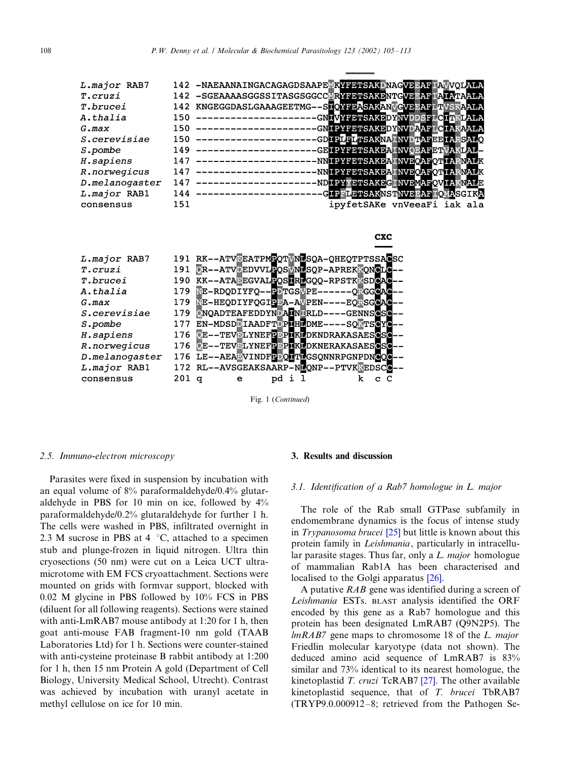```
L.major RAB7     142 -NAEAANAINGACAGAGDSAAPE KYFETSAKENAGVEEAFLAVVQLALA
T.cruzi          142 -SGEAAAASGGSSITASGSGGCC RYFETSAKENTGVEEAFIAIATAALA
T.brucei         142 KNGEGGDASLGAAAGEETMG--SIQYFEASAKANVGVEEAFLTVSKAALA
A.thalia         150 ----------------------GNIVYFETSAKEDYNVDDSFLCITKLALA
G.max            150 ----------------------GNIPYFETSAKEDYNVDAAFLCIAKAALA
S.cerevisiae     150 ----------------------GDIPLFLTSAKNAINVDTAFEEIARSALQ
S.pombe          149 ----------------------GEIPYFETSAKEAINVEQAFETVAKLAL-
H.sapiens        147 ----------------------NNIPYFETSAKEAINVEQAFQTIARNALK
R.norwegicus     147 ----------------------NNIPYFETSAKEAINVEQAFQTIARNALK
D.melanogaster   147 ----------------------NDIPYYETSAKEGINVEMAFQVIAKNALE
L.major RAB1     144 -----------------------GIPFLETSAKNSTNVEEAFIQMASGIKA
consensus        151                        ipyfetSAKe vnVeeaFi iak ala

                                                                 CXC
L.major RAB7     191 RK--ATVEEATPMPQTVNLSQA-QHEQTPTSSACSC
T.cruzi          191 KR--ATVDEDVVLPQSVNLSQP-APREKQNCLC--
T.brucei         190 KK--ATAEEGVALPQSIRLGQQ-RPSTKSDCAC--
A.thalia         179 NE-RDQDIYFQ--PDTGSVPE------QRGGCAC--
G.max            179 NE-HEQDIYFQGIPDA-AVPEN----EQRSGCAC--
S.cerevisiae     179 QNQADTEAFEDDYNDAINIRLD----GENNSCSC--
S.pombe          177 EN-MDSDAIAADFTDPIHLDME----SQKTSCYC--
H.sapiens        176 QE--TEVELYNEFPEPIKLDKNDRAKASAESCSC--
R.norwegicus     176 QE--TEVELYNEFPEPIKLDKNERAKASAESCSC--
D.melanogaster   176 LE--AEADVINDFPDQITLGSQNNRPGNPDNCQC--
L.major RAB1     172 RL--AVSGEAKSAARP-NLQNP--PTVKKEDSCC--
consensus        201 q      e      pd i l          k  c C
```

Fig. 1 (*Continued*)

### 2.5. Immuno-electron microscopy

Parasites were fixed in suspension by incubation with an equal volume of 8% paraformaldehyde/0.4% glutaraldehyde in PBS for 10 min on ice, followed by 4% paraformaldehyde/0.2% glutaraldehyde for further 1 h. The cells were washed in PBS, infiltrated overnight in 2.3 M sucrose in PBS at 4 °C, attached to a specimen stub and plunge-frozen in liquid nitrogen. Ultra thin cryosections (50 nm) were cut on a Leica UCT ultramicrotome with EM FCS cryoattachment. Sections were mounted on grids with formvar support, blocked with 0.02 M glycine in PBS followed by 10% FCS in PBS (diluent for all following reagents). Sections were stained with anti-LmRAB7 mouse antibody at 1:20 for 1 h, then goat anti-mouse FAB fragment-10 nm gold (TAAB Laboratories Ltd) for 1 h. Sections were counter-stained with anti-cysteine proteinase B rabbit antibody at 1:200 for 1 h, then 15 nm Protein A gold (Department of Cell Biology, University Medical School, Utrecht). Contrast was achieved by incubation with uranyl acetate in methyl cellulose on ice for 10 min.

## 3. Results and discussion

### 3.1. Identification of a Rab7 homologue in L. major

The role of the Rab small GTPase subfamily in endomembrane dynamics is the focus of intense study in *Trypanosoma brucei* [25] but little is known about this protein family in *Leishmania*, particularly in intracellular parasite stages. Thus far, only a *L. major* homologue of mammalian Rab1A has been characterised and localised to the Golgi apparatus [26].

A putative *RAB* gene was identified during a screen of *Leishmania* ESTs. BLAST analysis identified the ORF encoded by this gene as a Rab7 homologue and this protein has been designated LmRAB7 (Q9N2P5). The *lmRAB7* gene maps to chromosome 18 of the *L. major* Friedlin molecular karyotype (data not shown). The deduced amino acid sequence of LmRAB7 is 83% similar and 73% identical to its nearest homologue, the kinetoplastid *T. cruzi* TcRAB7 [27]. The other available kinetoplastid sequence, that of *T. brucei* TbRAB7 (TRYP9.0.000912–8; retrieved from the Pathogen Se-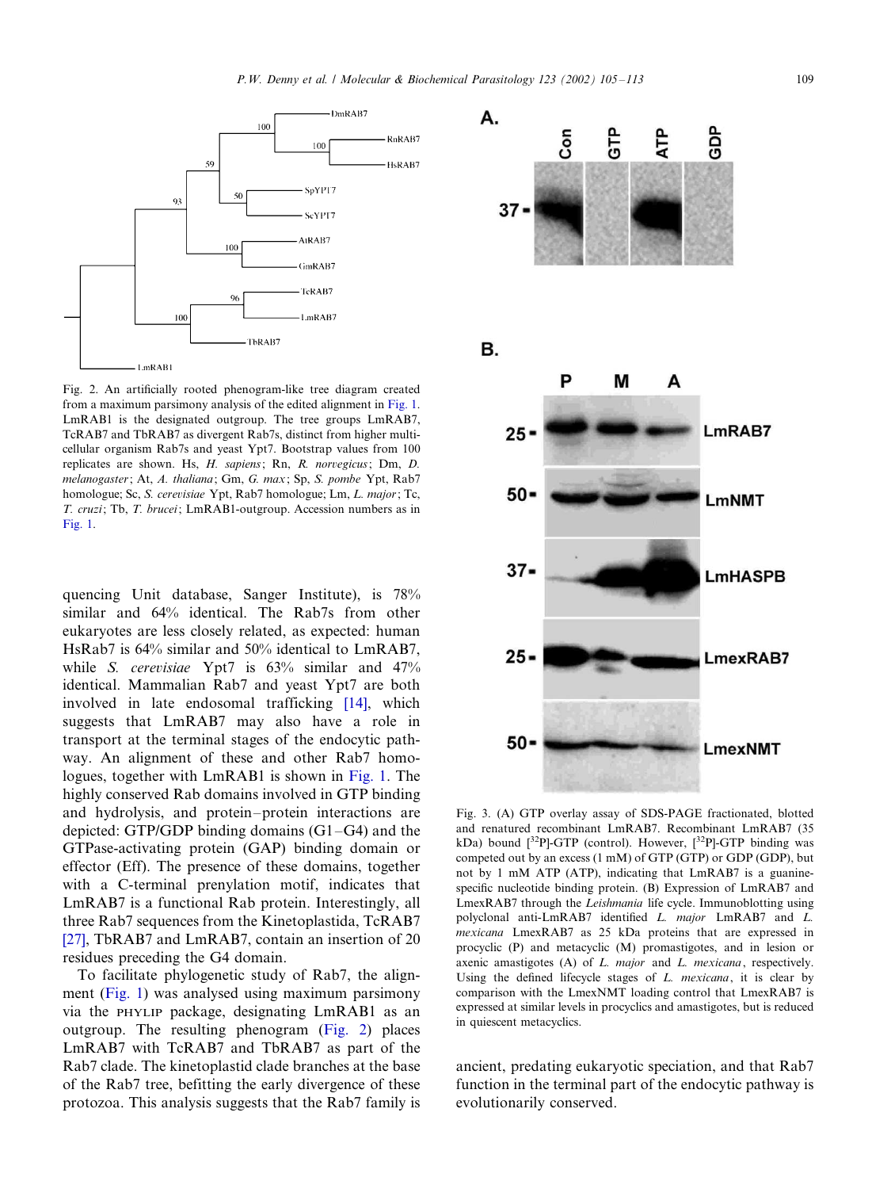Fig. 2. An artificially rooted phenogram-like tree diagram created from a maximum parsimony analysis of the edited alignment in Fig. 1. LmRAB1 is the designated outgroup. The tree groups LmRAB7, TcRAB7 and TbRAB7 as divergent Rab7s, distinct from higher multicellular organism Rab7s and yeast Ypt7. Bootstrap values from 100 replicates are shown. Hs, *H. sapiens*; Rn, *R. norvegicus*; Dm, *D. melanogaster*; At, *A. thaliana*; Gm, *G. max*; Sp, *S. pombe* Ypt, Rab7 homologue; Sc, *S. cerevisiae* Ypt, Rab7 homologue; Lm, *L. major*; Tc, *T. cruzi*; Tb, *T. brucei*; LmRAB1-outgroup. Accession numbers as in Fig. 1.

quencing Unit database, Sanger Institute), is 78% similar and 64% identical. The Rab7s from other eukaryotes are less closely related, as expected: human HsRab7 is 64% similar and 50% identical to LmRAB7, while *S. cerevisiae* Ypt7 is 63% similar and 47% identical. Mammalian Rab7 and yeast Ypt7 are both involved in late endosomal trafficking [14], which suggests that LmRAB7 may also have a role in transport at the terminal stages of the endocytic pathway. An alignment of these and other Rab7 homologues, together with LmRAB1 is shown in Fig. 1. The highly conserved Rab domains involved in GTP binding and hydrolysis, and protein–protein interactions are depicted: GTP/GDP binding domains (G1–G4) and the GTPase-activating protein (GAP) binding domain or effector (Eff). The presence of these domains, together with a C-terminal prenylation motif, indicates that LmRAB7 is a functional Rab protein. Interestingly, all three Rab7 sequences from the Kinetoplastida, TcRAB7 [27], TbRAB7 and LmRAB7, contain an insertion of 20 residues preceding the G4 domain.

To facilitate phylogenetic study of Rab7, the alignment (Fig. 1) was analysed using maximum parsimony via the PHYLIP package, designating LmRAB1 as an outgroup. The resulting phenogram (Fig. 2) places LmRAB7 with TcRAB7 and TbRAB7 as part of the Rab7 clade. The kinetoplastid clade branches at the base of the Rab7 tree, befitting the early divergence of these protozoa. This analysis suggests that the Rab7 family is ancient, predating eukaryotic speciation, and that Rab7 function in the terminal part of the endocytic pathway is evolutionarily conserved.

Fig. 3. (A) GTP overlay assay of SDS-PAGE fractionated, blotted and renatured recombinant LmRAB7. Recombinant LmRAB7 (35 kDa) bound [$^{32}$P]-GTP (control). However, [$^{32}$P]-GTP binding was competed out by an excess (1 mM) of GTP (GTP) or GDP (GDP), but not by 1 mM ATP (ATP), indicating that LmRAB7 is a guanine-specific nucleotide binding protein. (B) Expression of LmRAB7 and LmexRAB7 through the *Leishmania* life cycle. Immunoblotting using polyclonal anti-LmRAB7 identified *L. major* LmRAB7 and *L. mexicana* LmexRAB7 as 25 kDa proteins that are expressed in procyclic (P) and metacyclic (M) promastigotes, and in lesion or axenic amastigotes (A) of *L. major* and *L. mexicana*, respectively. Using the defined lifecycle stages of *L. mexicana*, it is clear by comparison with the LmexNMT loading control that LmexRAB7 is expressed at similar levels in procyclics and amastigotes, but is reduced in quiescent metacyclics.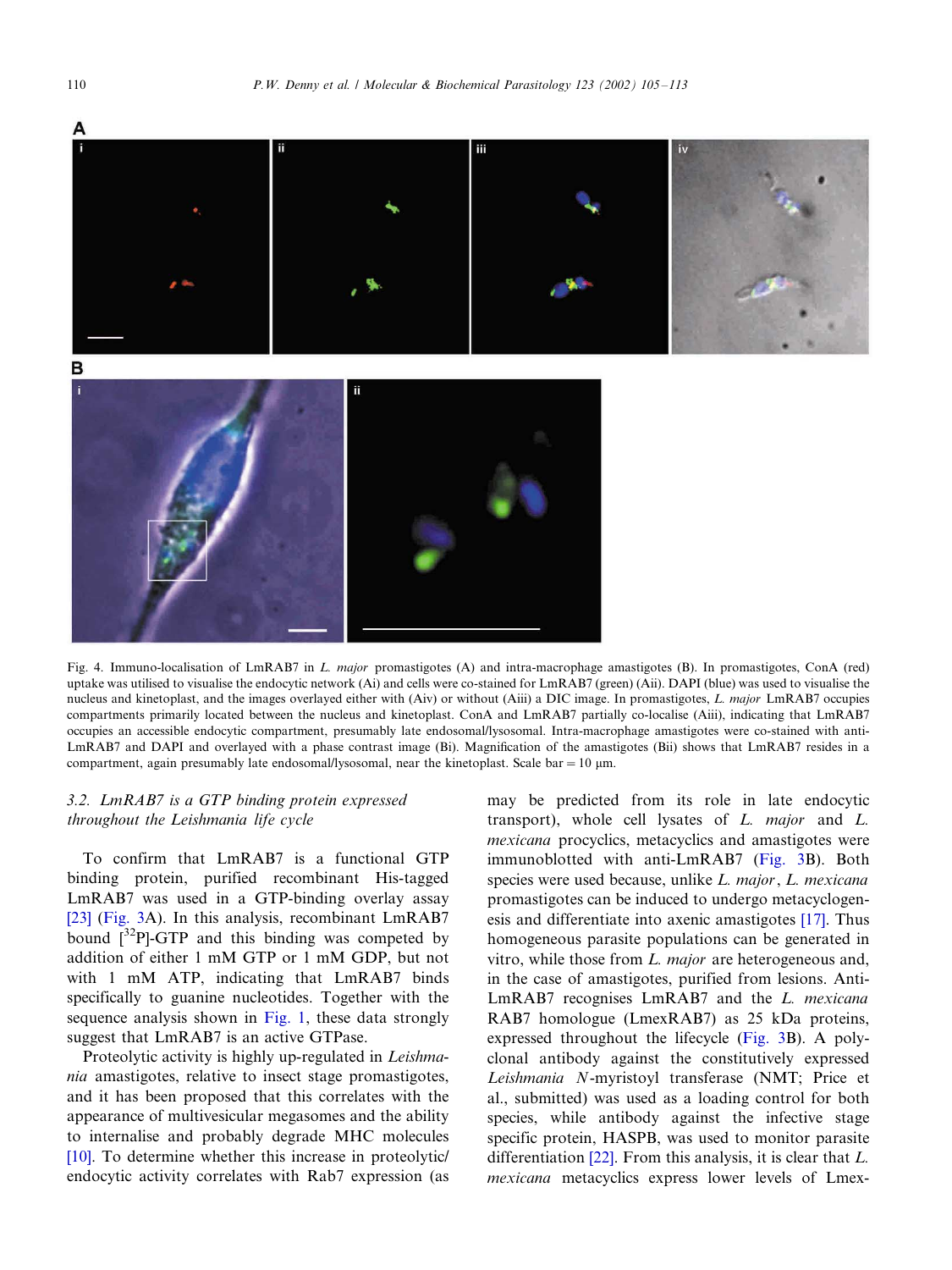Fig. 4. Immuno-localisation of LmRAB7 in *L. major* promastigotes (A) and intra-macrophage amastigotes (B). In promastigotes, ConA (red) uptake was utilised to visualise the endocytic network (Ai) and cells were co-stained for LmRAB7 (green) (Aii). DAPI (blue) was used to visualise the nucleus and kinetoplast, and the images overlayed either with (Aiv) or without (Aiii) a DIC image. In promastigotes, *L. major* LmRAB7 occupies compartments primarily located between the nucleus and kinetoplast. ConA and LmRAB7 partially co-localise (Aiii), indicating that LmRAB7 occupies an accessible endocytic compartment, presumably late endosomal/lysosomal. Intra-macrophage amastigotes were co-stained with anti-LmRAB7 and DAPI and overlayed with a phase contrast image (Bi). Magnification of the amastigotes (Bii) shows that LmRAB7 resides in a compartment, again presumably late endosomal/lysosomal, near the kinetoplast. Scale bar = 10 μm.

### 3.2. *LmRAB7 is a GTP binding protein expressed throughout the Leishmania life cycle*

To confirm that LmRAB7 is a functional GTP binding protein, purified recombinant His-tagged LmRAB7 was used in a GTP-binding overlay assay [23] (Fig. 3A). In this analysis, recombinant LmRAB7 bound [$^{32}$P]-GTP and this binding was competed by addition of either 1 mM GTP or 1 mM GDP, but not with 1 mM ATP, indicating that LmRAB7 binds specifically to guanine nucleotides. Together with the sequence analysis shown in Fig. 1, these data strongly suggest that LmRAB7 is an active GTPase.

Proteolytic activity is highly up-regulated in *Leishmania* amastigotes, relative to insect stage promastigotes, and it has been proposed that this correlates with the appearance of multivesicular megasomes and the ability to internalise and probably degrade MHC molecules [10]. To determine whether this increase in proteolytic/endocytic activity correlates with Rab7 expression (as may be predicted from its role in late endocytic transport), whole cell lysates of *L. major* and *L. mexicana* procyclics, metacyclics and amastigotes were immunoblotted with anti-LmRAB7 (Fig. 3B). Both species were used because, unlike *L. major*, *L. mexicana* promastigotes can be induced to undergo metacyclogenesis and differentiate into axenic amastigotes [17]. Thus homogeneous parasite populations can be generated in vitro, while those from *L. major* are heterogeneous and, in the case of amastigotes, purified from lesions. Anti-LmRAB7 recognises LmRAB7 and the *L. mexicana* RAB7 homologue (LmexRAB7) as 25 kDa proteins, expressed throughout the lifecycle (Fig. 3B). A polyclonal antibody against the constitutively expressed *Leishmania* *N*-myristoyl transferase (NMT; Price et al., submitted) was used as a loading control for both species, while antibody against the infective stage specific protein, HASPB, was used to monitor parasite differentiation [22]. From this analysis, it is clear that *L. mexicana* metacyclics express lower levels of Lmex-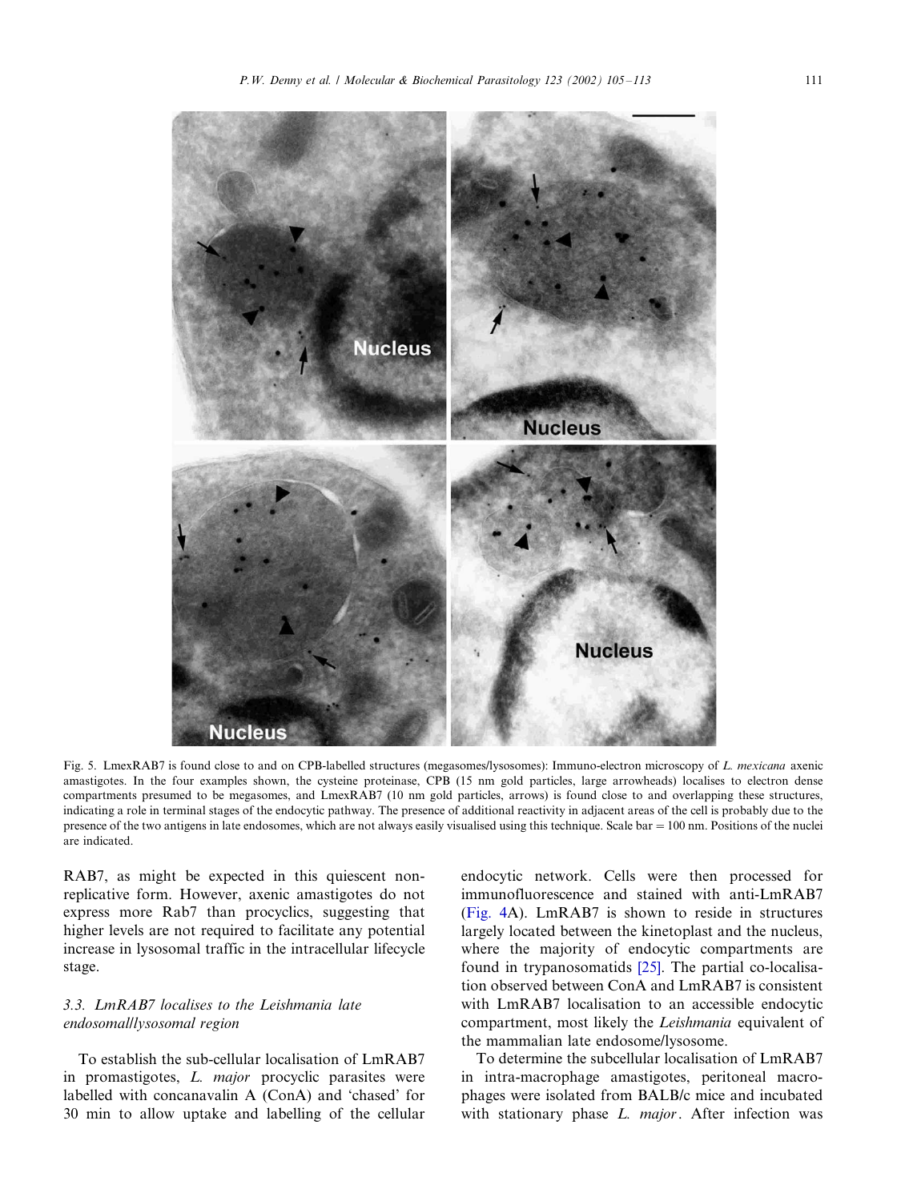Fig. 5. LmexRAB7 is found close to and on CPB-labelled structures (megasomes/lysosomes): Immuno-electron microscopy of *L. mexicana* axenic amastigotes. In the four examples shown, the cysteine proteinase, CPB (15 nm gold particles, large arrowheads) localises to electron dense compartments presumed to be megasomes, and LmexRAB7 (10 nm gold particles, arrows) is found close to and overlapping these structures, indicating a role in terminal stages of the endocytic pathway. The presence of additional reactivity in adjacent areas of the cell is probably due to the presence of the two antigens in late endosomes, which are not always easily visualised using this technique. Scale bar = 100 nm. Positions of the nuclei are indicated.

RAB7, as might be expected in this quiescent non-replicative form. However, axenic amastigotes do not express more Rab7 than procyclics, suggesting that higher levels are not required to facilitate any potential increase in lysosomal traffic in the intracellular lifecycle stage.

### 3.3. LmRAB7 localises to the Leishmania late endosomal/lysosomal region

To establish the sub-cellular localisation of LmRAB7 in promastigotes, *L. major* procyclic parasites were labelled with concanavalin A (ConA) and 'chased' for 30 min to allow uptake and labelling of the cellular endocytic network. Cells were then processed for immunofluorescence and stained with anti-LmRAB7 (Fig. 4A). LmRAB7 is shown to reside in structures largely located between the kinetoplast and the nucleus, where the majority of endocytic compartments are found in trypanosomatids [25]. The partial co-localisation observed between ConA and LmRAB7 is consistent with LmRAB7 localisation to an accessible endocytic compartment, most likely the *Leishmania* equivalent of the mammalian late endosome/lysosome.

To determine the subcellular localisation of LmRAB7 in intra-macrophage amastigotes, peritoneal macrophages were isolated from BALB/c mice and incubated with stationary phase *L. major*. After infection was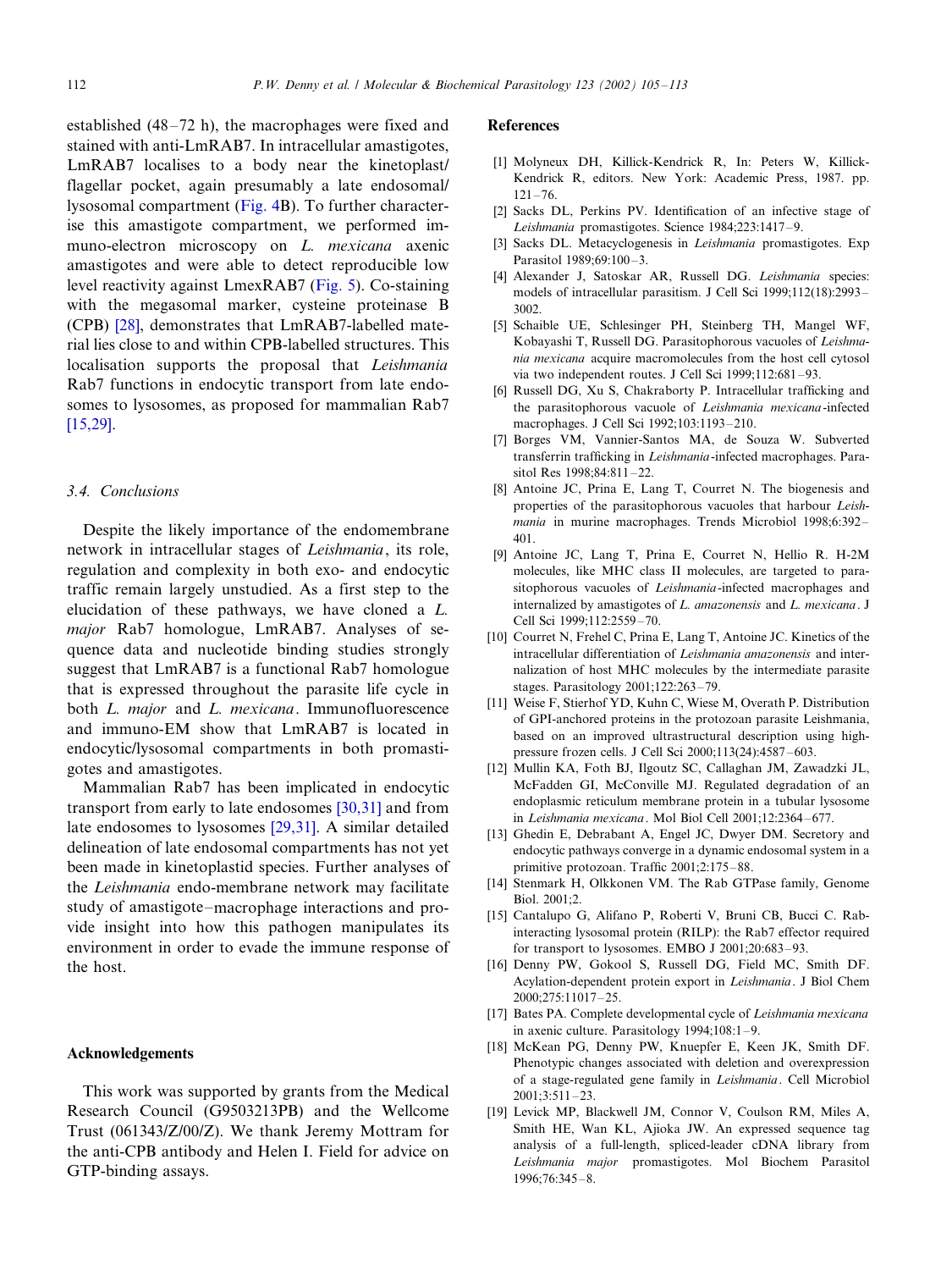established (48–72 h), the macrophages were fixed and stained with anti-LmRAB7. In intracellular amastigotes, LmRAB7 localises to a body near the kinetoplast/flagellar pocket, again presumably a late endosomal/lysosomal compartment (Fig. 4B). To further characterise this amastigote compartment, we performed immuno-electron microscopy on *L. mexicana* axenic amastigotes and were able to detect reproducible low level reactivity against LmexRAB7 (Fig. 5). Co-staining with the megasomal marker, cysteine proteinase B (CPB) [28], demonstrates that LmRAB7-labelled material lies close to and within CPB-labelled structures. This localisation supports the proposal that *Leishmania* Rab7 functions in endocytic transport from late endosomes to lysosomes, as proposed for mammalian Rab7 [15,29].

### 3.4. Conclusions

Despite the likely importance of the endomembrane network in intracellular stages of *Leishmania*, its role, regulation and complexity in both exo- and endocytic traffic remain largely unstudied. As a first step to the elucidation of these pathways, we have cloned a *L. major* Rab7 homologue, LmRAB7. Analyses of sequence data and nucleotide binding studies strongly suggest that LmRAB7 is a functional Rab7 homologue that is expressed throughout the parasite life cycle in both *L. major* and *L. mexicana*. Immunofluorescence and immuno-EM show that LmRAB7 is located in endocytic/lysosomal compartments in both promastigotes and amastigotes.

Mammalian Rab7 has been implicated in endocytic transport from early to late endosomes [30,31] and from late endosomes to lysosomes [29,31]. A similar detailed delineation of late endosomal compartments has not yet been made in kinetoplastid species. Further analyses of the *Leishmania* endo-membrane network may facilitate study of amastigote–macrophage interactions and provide insight into how this pathogen manipulates its environment in order to evade the immune response of the host.

## Acknowledgements

This work was supported by grants from the Medical Research Council (G9503213PB) and the Wellcome Trust (061343/Z/00/Z). We thank Jeremy Mottram for the anti-CPB antibody and Helen I. Field for advice on GTP-binding assays.

## References

[1] Molyneux DH, Killick-Kendrick R, In: Peters W, Killick-Kendrick R, editors. New York: Academic Press, 1987. pp. 121–76.

[2] Sacks DL, Perkins PV. Identification of an infective stage of *Leishmania* promastigotes. Science 1984;223:1417–9.

[3] Sacks DL. Metacyclogenesis in *Leishmania* promastigotes. Exp Parasitol 1989;69:100–3.

[4] Alexander J, Satoskar AR, Russell DG. *Leishmania* species: models of intracellular parasitism. J Cell Sci 1999;112(18):2993–3002.

[5] Schaible UE, Schlesinger PH, Steinberg TH, Mangel WF, Kobayashi T, Russell DG. Parasitophorous vacuoles of *Leishmania mexicana* acquire macromolecules from the host cell cytosol via two independent routes. J Cell Sci 1999;112:681–93.

[6] Russell DG, Xu S, Chakraborty P. Intracellular trafficking and the parasitophorous vacuole of *Leishmania mexicana*-infected macrophages. J Cell Sci 1992;103:1193–210.

[7] Borges VM, Vannier-Santos MA, de Souza W. Subverted transferrin trafficking in *Leishmania*-infected macrophages. Parasitol Res 1998;84:811–22.

[8] Antoine JC, Prina E, Lang T, Courret N. The biogenesis and properties of the parasitophorous vacuoles that harbour *Leishmania* in murine macrophages. Trends Microbiol 1998;6:392–401.

[9] Antoine JC, Lang T, Prina E, Courret N, Hellio R. H-2M molecules, like MHC class II molecules, are targeted to parasitophorous vacuoles of *Leishmania*-infected macrophages and internalized by amastigotes of *L. amazonensis* and *L. mexicana*. J Cell Sci 1999;112:2559–70.

[10] Courret N, Frehel C, Prina E, Lang T, Antoine JC. Kinetics of the intracellular differentiation of *Leishmania amazonensis* and internalization of host MHC molecules by the intermediate parasite stages. Parasitology 2001;122:263–79.

[11] Weise F, Stierhof YD, Kuhn C, Wiese M, Overath P. Distribution of GPI-anchored proteins in the protozoan parasite Leishmania, based on an improved ultrastructural description using high-pressure frozen cells. J Cell Sci 2000;113(24):4587–603.

[12] Mullin KA, Foth BJ, Ilgoutz SC, Callaghan JM, Zawadzki JL, McFadden GI, McConville MJ. Regulated degradation of an endoplasmic reticulum membrane protein in a tubular lysosome in *Leishmania mexicana*. Mol Biol Cell 2001;12:2364–677.

[13] Ghedin E, Debrabant A, Engel JC, Dwyer DM. Secretory and endocytic pathways converge in a dynamic endosomal system in a primitive protozoan. Traffic 2001;2:175–88.

[14] Stenmark H, Olkkonen VM. The Rab GTPase family. Genome Biol. 2001;2.

[15] Cantalupo G, Alifano P, Roberti V, Bruni CB, Bucci C. Rab-interacting lysosomal protein (RILP): the Rab7 effector required for transport to lysosomes. EMBO J 2001;20:683–93.

[16] Denny PW, Gokool S, Russell DG, Field MC, Smith DF. Acylation-dependent protein export in *Leishmania*. J Biol Chem 2000;275:11017–25.

[17] Bates PA. Complete developmental cycle of *Leishmania mexicana* in axenic culture. Parasitology 1994;108:1–9.

[18] McKean PG, Denny PW, Knuepfer E, Keen JK, Smith DF. Phenotypic changes associated with deletion and overexpression of a stage-regulated gene family in *Leishmania*. Cell Microbiol 2001;3:511–23.

[19] Levick MP, Blackwell JM, Connor V, Coulson RM, Miles A, Smith HE, Wan KL, Ajioka JW. An expressed sequence tag analysis of a full-length, spliced-leader cDNA library from *Leishmania major* promastigotes. Mol Biochem Parasitol 1996;76:345–8.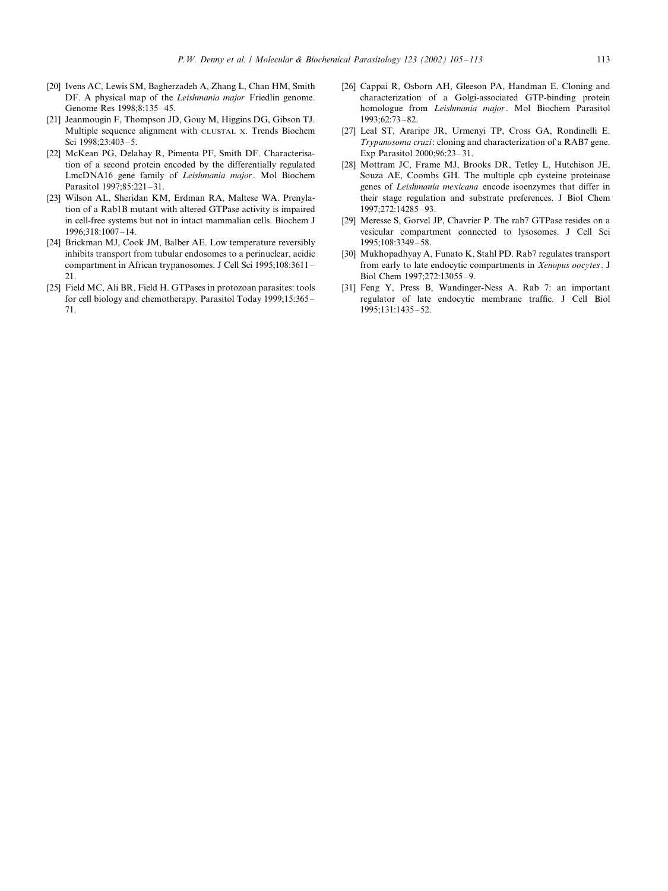[20] Ivens AC, Lewis SM, Bagherzadeh A, Zhang L, Chan HM, Smith DF. A physical map of the *Leishmania major* Friedlin genome. Genome Res 1998;8:135–45.

[21] Jeanmougin F, Thompson JD, Gouy M, Higgins DG, Gibson TJ. Multiple sequence alignment with CLUSTAL X. Trends Biochem Sci 1998;23:403–5.

[22] McKean PG, Delahay R, Pimenta PF, Smith DF. Characterisation of a second protein encoded by the differentially regulated LmcDNA16 gene family of *Leishmania major*. Mol Biochem Parasitol 1997;85:221–31.

[23] Wilson AL, Sheridan KM, Erdman RA, Maltese WA. Prenylation of a Rab1B mutant with altered GTPase activity is impaired in cell-free systems but not in intact mammalian cells. Biochem J 1996;318:1007–14.

[24] Brickman MJ, Cook JM, Balber AE. Low temperature reversibly inhibits transport from tubular endosomes to a perinuclear, acidic compartment in African trypanosomes. J Cell Sci 1995;108:3611–21.

[25] Field MC, Ali BR, Field H. GTPases in protozoan parasites: tools for cell biology and chemotherapy. Parasitol Today 1999;15:365–71.

[26] Cappai R, Osborn AH, Gleeson PA, Handman E. Cloning and characterization of a Golgi-associated GTP-binding protein homologue from *Leishmania major*. Mol Biochem Parasitol 1993;62:73–82.

[27] Leal ST, Araripe JR, Urmenyi TP, Cross GA, Rondinelli E. *Trypanosoma cruzi*: cloning and characterization of a RAB7 gene. Exp Parasitol 2000;96:23–31.

[28] Mottram JC, Frame MJ, Brooks DR, Tetley L, Hutchison JE, Souza AE, Coombs GH. The multiple cpb cysteine proteinase genes of *Leishmania mexicana* encode isoenzymes that differ in their stage regulation and substrate preferences. J Biol Chem 1997;272:14285–93.

[29] Meresse S, Gorvel JP, Chavrier P. The rab7 GTPase resides on a vesicular compartment connected to lysosomes. J Cell Sci 1995;108:3349–58.

[30] Mukhopadhyay A, Funato K, Stahl PD. Rab7 regulates transport from early to late endocytic compartments in *Xenopus oocytes*. J Biol Chem 1997;272:13055–9.

[31] Feng Y, Press B, Wandinger-Ness A. Rab 7: an important regulator of late endocytic membrane traffic. J Cell Biol 1995;131:1435–52.